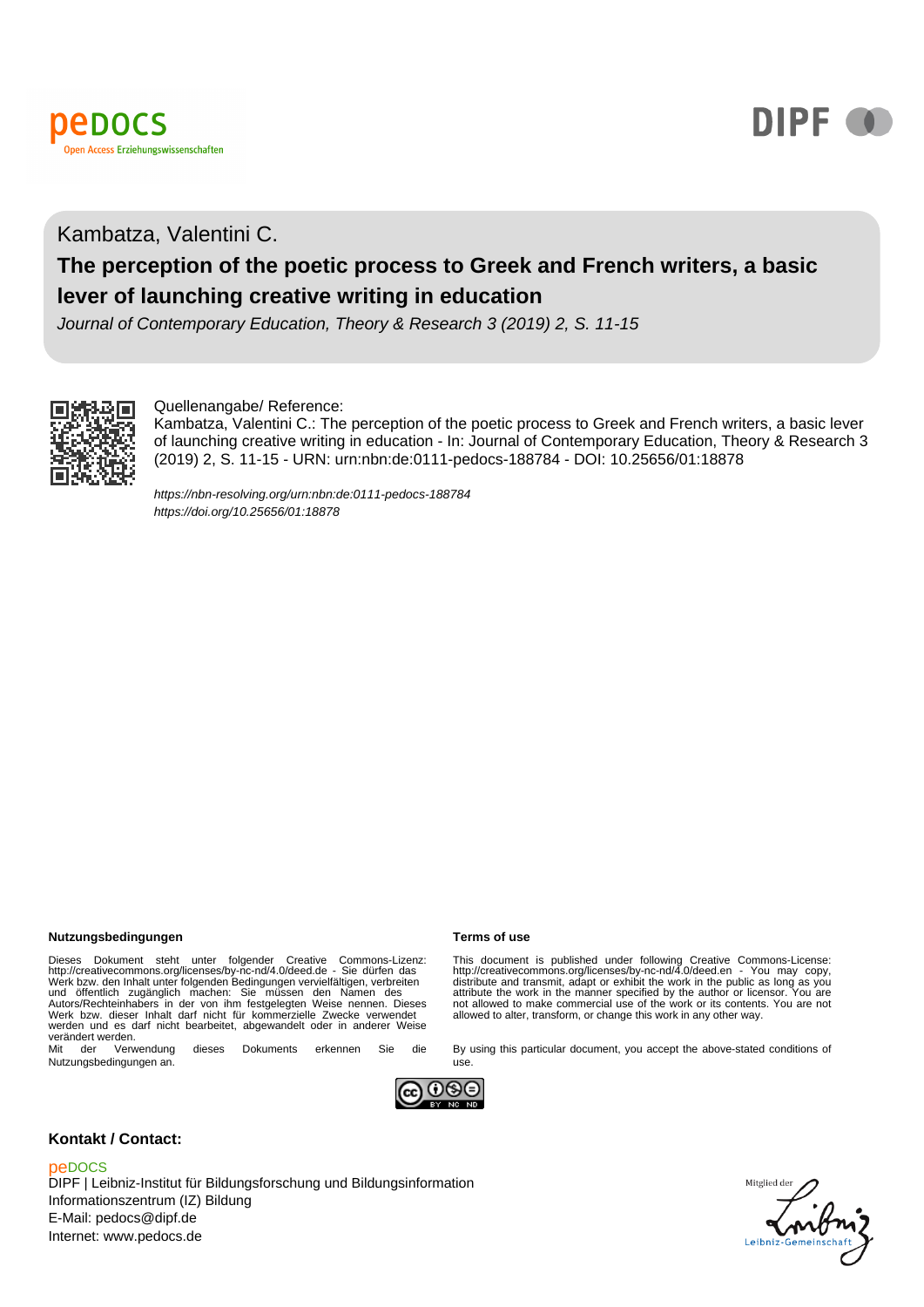peDOCS
Open Access Erziehungswissenschaften

DIPF

Kambatza, Valentini C.

# The perception of the poetic process to Greek and French writers, a basic lever of launching creative writing in education

*Journal of Contemporary Education, Theory & Research 3 (2019) 2, S. 11-15*

Quellenangabe/ Reference:
Kambatza, Valentini C.: The perception of the poetic process to Greek and French writers, a basic lever of launching creative writing in education - In: Journal of Contemporary Education, Theory & Research 3 (2019) 2, S. 11-15 - URN: urn:nbn:de:0111-pedocs-188784 - DOI: 10.25656/01:18878

*https://nbn-resolving.org/urn:nbn:de:0111-pedocs-188784*
*https://doi.org/10.25656/01:18878*

**Nutzungsbedingungen**

Dieses Dokument steht unter folgender Creative Commons-Lizenz: http://creativecommons.org/licenses/by-nc-nd/4.0/deed.de - Sie dürfen das Werk bzw. den Inhalt unter folgenden Bedingungen vervielfältigen, verbreiten und öffentlich zugänglich machen: Sie müssen den Namen des Autors/Rechteinhabers in der von ihm festgelegten Weise nennen. Dieses Werk bzw. dieser Inhalt darf nicht für kommerzielle Zwecke verwendet werden und es darf nicht bearbeitet, abgewandelt oder in anderer Weise verändert werden.
Mit der Verwendung dieses Dokuments erkennen Sie die Nutzungsbedingungen an.

**Terms of use**

This document is published under following Creative Commons-License: http://creativecommons.org/licenses/by-nc-nd/4.0/deed.en - You may copy, distribute and transmit, adapt or exhibit the work in the public as long as you attribute the work in the manner specified by the author or licensor. You are not allowed to make commercial use of the work or its contents. You are not allowed to alter, transform, or change this work in any other way.

By using this particular document, you accept the above-stated conditions of use.

**Kontakt / Contact:**

peDOCS
DIPF | Leibniz-Institut für Bildungsforschung und Bildungsinformation
Informationszentrum (IZ) Bildung
E-Mail: pedocs@dipf.de
Internet: www.pedocs.de

Mitglied der Leibniz-Gemeinschaft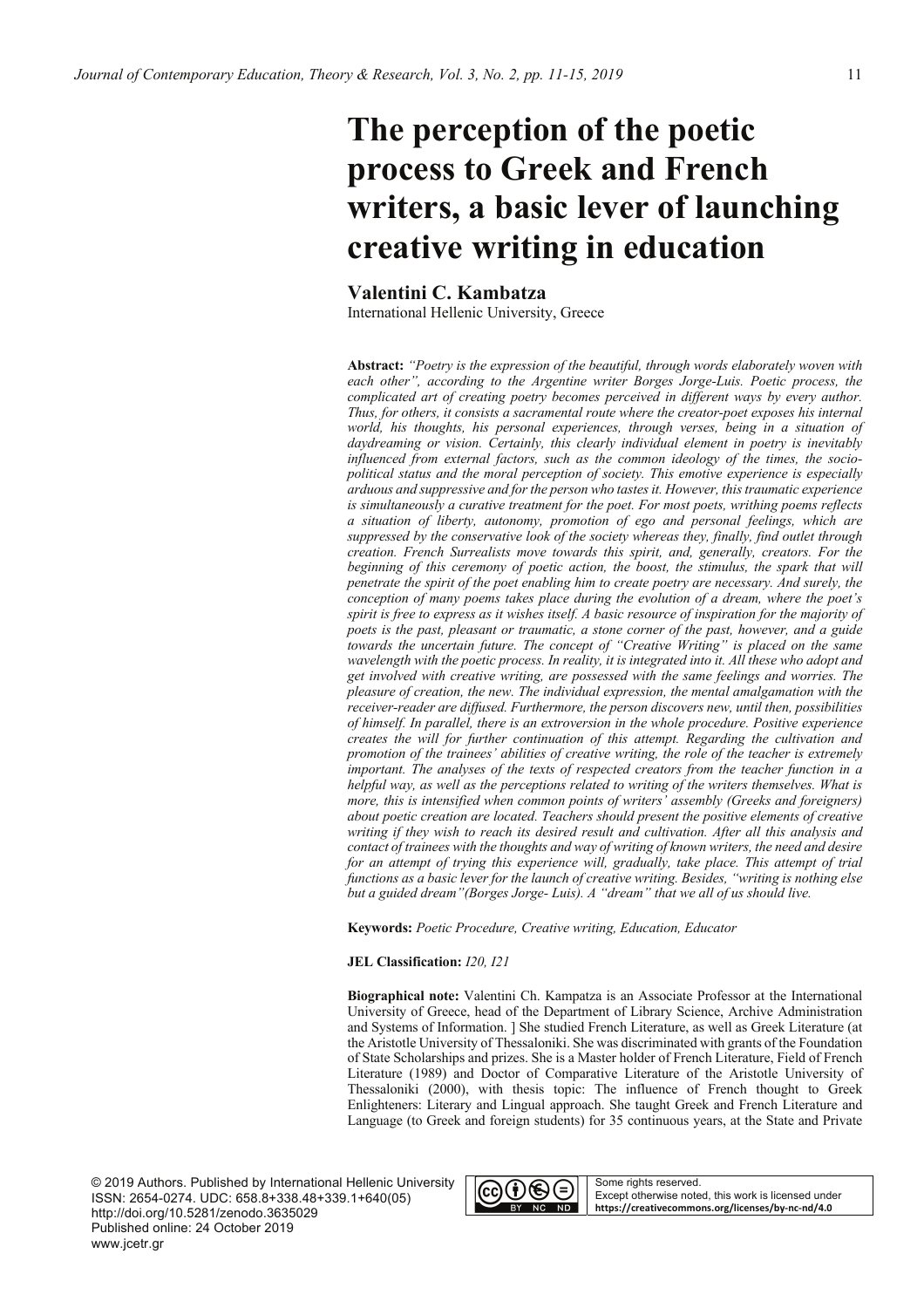# The perception of the poetic process to Greek and French writers, a basic lever of launching creative writing in education

**Valentini C. Kambatza**

International Hellenic University, Greece

**Abstract:** *"Poetry is the expression of the beautiful, through words elaborately woven with each other", according to the Argentine writer Borges Jorge-Luis. Poetic process, the complicated art of creating poetry becomes perceived in different ways by every author. Thus, for others, it consists a sacramental route where the creator-poet exposes his internal world, his thoughts, his personal experiences, through verses, being in a situation of daydreaming or vision. Certainly, this clearly individual element in poetry is inevitably influenced from external factors, such as the common ideology of the times, the socio-political status and the moral perception of society. This emotive experience is especially arduous and suppressive and for the person who tastes it. However, this traumatic experience is simultaneously a curative treatment for the poet. For most poets, writhing poems reflects a situation of liberty, autonomy, promotion of ego and personal feelings, which are suppressed by the conservative look of the society whereas they, finally, find outlet through creation. French Surrealists move towards this spirit, and, generally, creators. For the beginning of this ceremony of poetic action, the boost, the stimulus, the spark that will penetrate the spirit of the poet enabling him to create poetry are necessary. And surely, the conception of many poems takes place during the evolution of a dream, where the poet's spirit is free to express as it wishes itself. A basic resource of inspiration for the majority of poets is the past, pleasant or traumatic, a stone corner of the past, however, and a guide towards the uncertain future. The concept of "Creative Writing" is placed on the same wavelength with the poetic process. In reality, it is integrated into it. All these who adopt and get involved with creative writing, are possessed with the same feelings and worries. The pleasure of creation, the new. The individual expression, the mental amalgamation with the receiver-reader are diffused. Furthermore, the person discovers new, until then, possibilities of himself. In parallel, there is an extroversion in the whole procedure. Positive experience creates the will for further continuation of this attempt. Regarding the cultivation and promotion of the trainees' abilities of creative writing, the role of the teacher is extremely important. The analyses of the texts of respected creators from the teacher function in a helpful way, as well as the perceptions related to writing of the writers themselves. What is more, this is intensified when common points of writers' assembly (Greeks and foreigners) about poetic creation are located. Teachers should present the positive elements of creative writing if they wish to reach its desired result and cultivation. After all this analysis and contact of trainees with the thoughts and way of writing of known writers, the need and desire for an attempt of trying this experience will, gradually, take place. This attempt of trial functions as a basic lever for the launch of creative writing. Besides, "writing is nothing else but a guided dream"(Borges Jorge- Luis). A "dream" that we all of us should live.*

**Keywords:** *Poetic Procedure, Creative writing, Education, Educator*

**JEL Classification:** *I20, I21*

**Biographical note:** Valentini Ch. Kampatza is an Associate Professor at the International University of Greece, head of the Department of Library Science, Archive Administration and Systems of Information. ] She studied French Literature, as well as Greek Literature (at the Aristotle University of Thessaloniki. She was discriminated with grants of the Foundation of State Scholarships and prizes. She is a Master holder of French Literature, Field of French Literature (1989) and Doctor of Comparative Literature of the Aristotle University of Thessaloniki (2000), with thesis topic: The influence of French thought to Greek Enlighteners: Literary and Lingual approach. She taught Greek and French Literature and Language (to Greek and foreign students) for 35 continuous years, at the State and Private

© 2019 Authors. Published by International Hellenic University
ISSN: 2654-0274. UDC: 658.8+338.48+339.1+640(05)
http://doi.org/10.5281/zenodo.3635029
Published online: 24 October 2019
www.jcetr.gr

Some rights reserved.
Except otherwise noted, this work is licensed under
**https://creativecommons.org/licenses/by-nc-nd/4.0**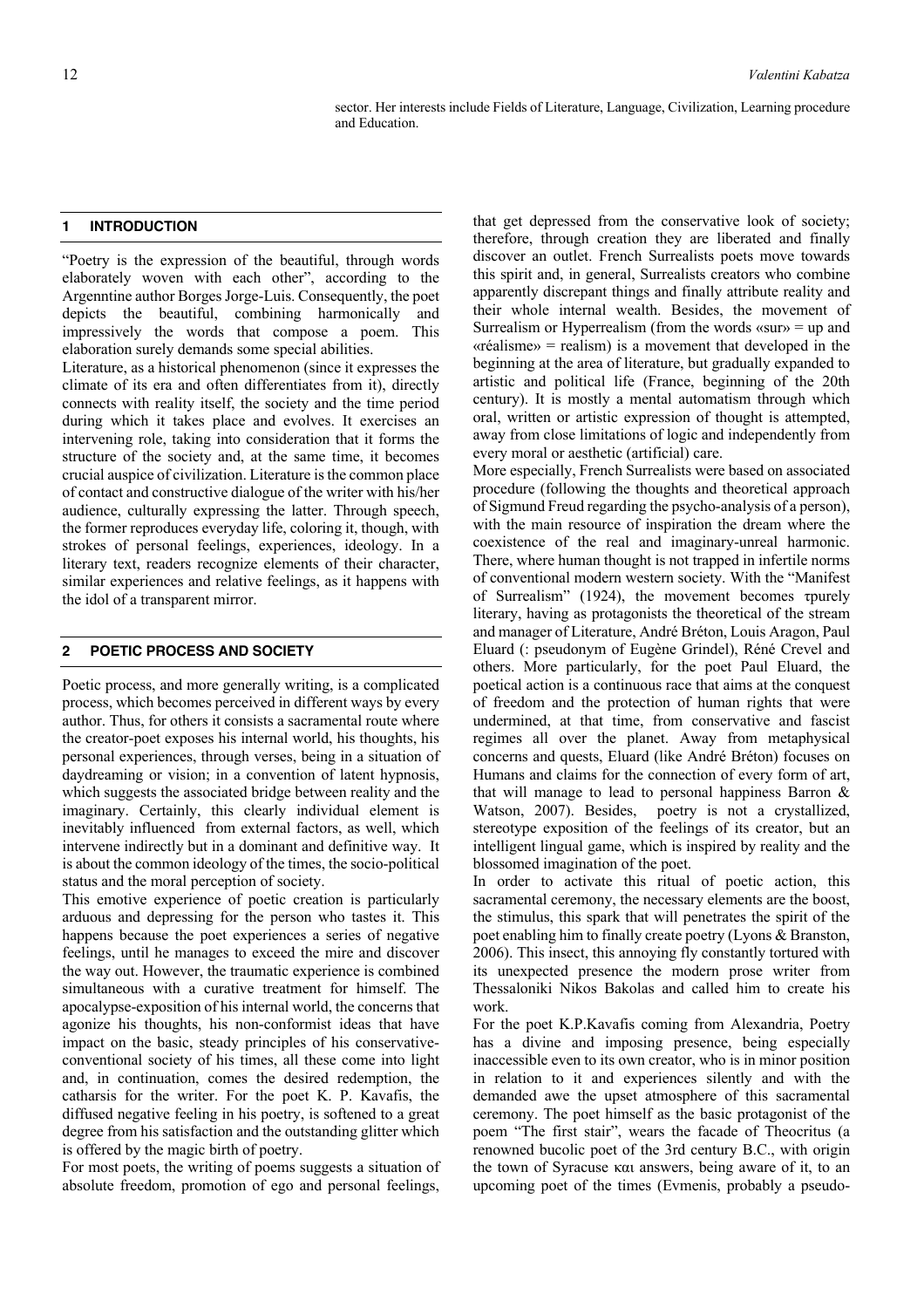sector. Her interests include Fields of Literature, Language, Civilization, Learning procedure and Education.

## 1 INTRODUCTION

"Poetry is the expression of the beautiful, through words elaborately woven with each other", according to the Argenntine author Borges Jorge-Luis. Consequently, the poet depicts the beautiful, combining harmonically and impressively the words that compose a poem. This elaboration surely demands some special abilities.

Literature, as a historical phenomenon (since it expresses the climate of its era and often differentiates from it), directly connects with reality itself, the society and the time period during which it takes place and evolves. It exercises an intervening role, taking into consideration that it forms the structure of the society and, at the same time, it becomes crucial auspice of civilization. Literature is the common place of contact and constructive dialogue of the writer with his/her audience, culturally expressing the latter. Through speech, the former reproduces everyday life, coloring it, though, with strokes of personal feelings, experiences, ideology. In a literary text, readers recognize elements of their character, similar experiences and relative feelings, as it happens with the idol of a transparent mirror.

## 2 POETIC PROCESS AND SOCIETY

Poetic process, and more generally writing, is a complicated process, which becomes perceived in different ways by every author. Thus, for others it consists a sacramental route where the creator-poet exposes his internal world, his thoughts, his personal experiences, through verses, being in a situation of daydreaming or vision; in a convention of latent hypnosis, which suggests the associated bridge between reality and the imaginary. Certainly, this clearly individual element is inevitably influenced from external factors, as well, which intervene indirectly but in a dominant and definitive way. It is about the common ideology of the times, the socio-political status and the moral perception of society.

This emotive experience of poetic creation is particularly arduous and depressing for the person who tastes it. This happens because the poet experiences a series of negative feelings, until he manages to exceed the mire and discover the way out. However, the traumatic experience is combined simultaneous with a curative treatment for himself. The apocalypse-exposition of his internal world, the concerns that agonize his thoughts, his non-conformist ideas that have impact on the basic, steady principles of his conservative-conventional society of his times, all these come into light and, in continuation, comes the desired redemption, the catharsis for the writer. For the poet K. P. Kavafis, the diffused negative feeling in his poetry, is softened to a great degree from his satisfaction and the outstanding glitter which is offered by the magic birth of poetry.

For most poets, the writing of poems suggests a situation of absolute freedom, promotion of ego and personal feelings, that get depressed from the conservative look of society; therefore, through creation they are liberated and finally discover an outlet. French Surrealists poets move towards this spirit and, in general, Surrealists creators who combine apparently discrepant things and finally attribute reality and their whole internal wealth. Besides, the movement of Surrealism or Hyperrealism (from the words «sur» = up and «réalisme» = realism) is a movement that developed in the beginning at the area of literature, but gradually expanded to artistic and political life (France, beginning of the 20th century). It is mostly a mental automatism through which oral, written or artistic expression of thought is attempted, away from close limitations of logic and independently from every moral or aesthetic (artificial) care.

More especially, French Surrealists were based on associated procedure (following the thoughts and theoretical approach of Sigmund Freud regarding the psycho-analysis of a person), with the main resource of inspiration the dream where the coexistence of the real and imaginary-unreal harmonic. There, where human thought is not trapped in infertile norms of conventional modern western society. With the "Manifest of Surrealism" (1924), the movement becomes τpurely literary, having as protagonists the theoretical of the stream and manager of Literature, André Bréton, Louis Aragon, Paul Eluard (: pseudonym of Eugène Grindel), Réné Crevel and others. More particularly, for the poet Paul Eluard, the poetical action is a continuous race that aims at the conquest of freedom and the protection of human rights that were undermined, at that time, from conservative and fascist regimes all over the planet. Away from metaphysical concerns and quests, Eluard (like André Bréton) focuses on Humans and claims for the connection of every form of art, that will manage to lead to personal happiness Barron & Watson, 2007). Besides, poetry is not a crystallized, stereotype exposition of the feelings of its creator, but an intelligent lingual game, which is inspired by reality and the blossomed imagination of the poet.

In order to activate this ritual of poetic action, this sacramental ceremony, the necessary elements are the boost, the stimulus, this spark that will penetrates the spirit of the poet enabling him to finally create poetry (Lyons & Branston, 2006). This insect, this annoying fly constantly tortured with its unexpected presence the modern prose writer from Thessaloniki Nikos Bakolas and called him to create his work.

For the poet K.P.Kavafis coming from Alexandria, Poetry has a divine and imposing presence, being especially inaccessible even to its own creator, who is in minor position in relation to it and experiences silently and with the demanded awe the upset atmosphere of this sacramental ceremony. The poet himself as the basic protagonist of the poem "The first stair", wears the facade of Theocritus (a renowned bucolic poet of the 3rd century B.C., with origin the town of Syracuse και answers, being aware of it, to an upcoming poet of the times (Evmenis, probably a pseudo-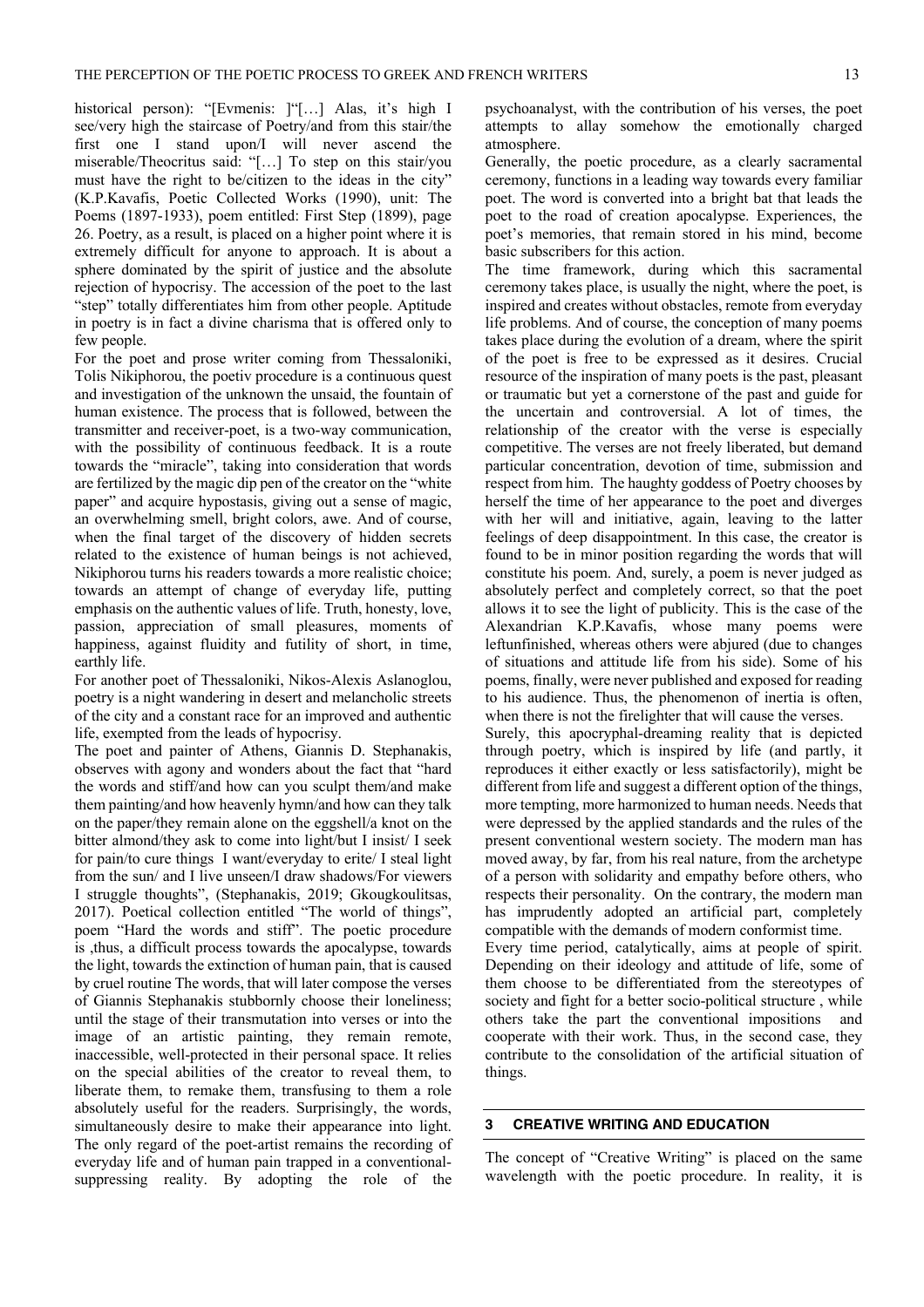historical person): "[Evmenis: ]"[…] Alas, it's high I see/very high the staircase of Poetry/and from this stair/the first one I stand upon/I will never ascend the miserable/Theocritus said: "[…] To step on this stair/you must have the right to be/citizen to the ideas in the city" (K.P.Kavafis, Poetic Collected Works (1990), unit: The Poems (1897-1933), poem entitled: First Step (1899), page 26. Poetry, as a result, is placed on a higher point where it is extremely difficult for anyone to approach. It is about a sphere dominated by the spirit of justice and the absolute rejection of hypocrisy. The accession of the poet to the last "step" totally differentiates him from other people. Aptitude in poetry is in fact a divine charisma that is offered only to few people.

For the poet and prose writer coming from Thessaloniki, Tolis Nikiphorou, the poetiv procedure is a continuous quest and investigation of the unknown the unsaid, the fountain of human existence. The process that is followed, between the transmitter and receiver-poet, is a two-way communication, with the possibility of continuous feedback. It is a route towards the "miracle", taking into consideration that words are fertilized by the magic dip pen of the creator on the "white paper" and acquire hypostasis, giving out a sense of magic, an overwhelming smell, bright colors, awe. And of course, when the final target of the discovery of hidden secrets related to the existence of human beings is not achieved, Nikiphorou turns his readers towards a more realistic choice; towards an attempt of change of everyday life, putting emphasis on the authentic values of life. Truth, honesty, love, passion, appreciation of small pleasures, moments of happiness, against fluidity and futility of short, in time, earthly life.

For another poet of Thessaloniki, Nikos-Alexis Aslanoglou, poetry is a night wandering in desert and melancholic streets of the city and a constant race for an improved and authentic life, exempted from the leads of hypocrisy.

The poet and painter of Athens, Giannis D. Stephanakis, observes with agony and wonders about the fact that "hard the words and stiff/and how can you sculpt them/and make them painting/and how heavenly hymn/and how can they talk on the paper/they remain alone on the eggshell/a knot on the bitter almond/they ask to come into light/but I insist/ I seek for pain/to cure things I want/everyday to erite/ I steal light from the sun/ and I live unseen/I draw shadows/For viewers I struggle thoughts", (Stephanakis, 2019; Gkougkoulitsas, 2017). Poetical collection entitled "The world of things", poem "Hard the words and stiff". The poetic procedure is ,thus, a difficult process towards the apocalypse, towards the light, towards the extinction of human pain, that is caused by cruel routine The words, that will later compose the verses of Giannis Stephanakis stubbornly choose their loneliness; until the stage of their transmutation into verses or into the image of an artistic painting, they remain remote, inaccessible, well-protected in their personal space. It relies on the special abilities of the creator to reveal them, to liberate them, to remake them, transfusing to them a role absolutely useful for the readers. Surprisingly, the words, simultaneously desire to make their appearance into light. The only regard of the poet-artist remains the recording of everyday life and of human pain trapped in a conventional-suppressing reality. By adopting the role of the psychoanalyst, with the contribution of his verses, the poet attempts to allay somehow the emotionally charged atmosphere.

Generally, the poetic procedure, as a clearly sacramental ceremony, functions in a leading way towards every familiar poet. The word is converted into a bright bat that leads the poet to the road of creation apocalypse. Experiences, the poet's memories, that remain stored in his mind, become basic subscribers for this action.

The time framework, during which this sacramental ceremony takes place, is usually the night, where the poet, is inspired and creates without obstacles, remote from everyday life problems. And of course, the conception of many poems takes place during the evolution of a dream, where the spirit of the poet is free to be expressed as it desires. Crucial resource of the inspiration of many poets is the past, pleasant or traumatic but yet a cornerstone of the past and guide for the uncertain and controversial. A lot of times, the relationship of the creator with the verse is especially competitive. The verses are not freely liberated, but demand particular concentration, devotion of time, submission and respect from him. The haughty goddess of Poetry chooses by herself the time of her appearance to the poet and diverges with her will and initiative, again, leaving to the latter feelings of deep disappointment. In this case, the creator is found to be in minor position regarding the words that will constitute his poem. And, surely, a poem is never judged as absolutely perfect and completely correct, so that the poet allows it to see the light of publicity. This is the case of the Alexandrian K.P.Kavafis, whose many poems were leftunfinished, whereas others were abjured (due to changes of situations and attitude life from his side). Some of his poems, finally, were never published and exposed for reading to his audience. Thus, the phenomenon of inertia is often, when there is not the firelighter that will cause the verses.

Surely, this apocryphal-dreaming reality that is depicted through poetry, which is inspired by life (and partly, it reproduces it either exactly or less satisfactorily), might be different from life and suggest a different option of the things, more tempting, more harmonized to human needs. Needs that were depressed by the applied standards and the rules of the present conventional western society. The modern man has moved away, by far, from his real nature, from the archetype of a person with solidarity and empathy before others, who respects their personality. On the contrary, the modern man has imprudently adopted an artificial part, completely compatible with the demands of modern conformist time.

Every time period, catalytically, aims at people of spirit. Depending on their ideology and attitude of life, some of them choose to be differentiated from the stereotypes of society and fight for a better socio-political structure , while others take the part the conventional impositions and cooperate with their work. Thus, in the second case, they contribute to the consolidation of the artificial situation of things.

## 3 CREATIVE WRITING AND EDUCATION

The concept of "Creative Writing" is placed on the same wavelength with the poetic procedure. In reality, it is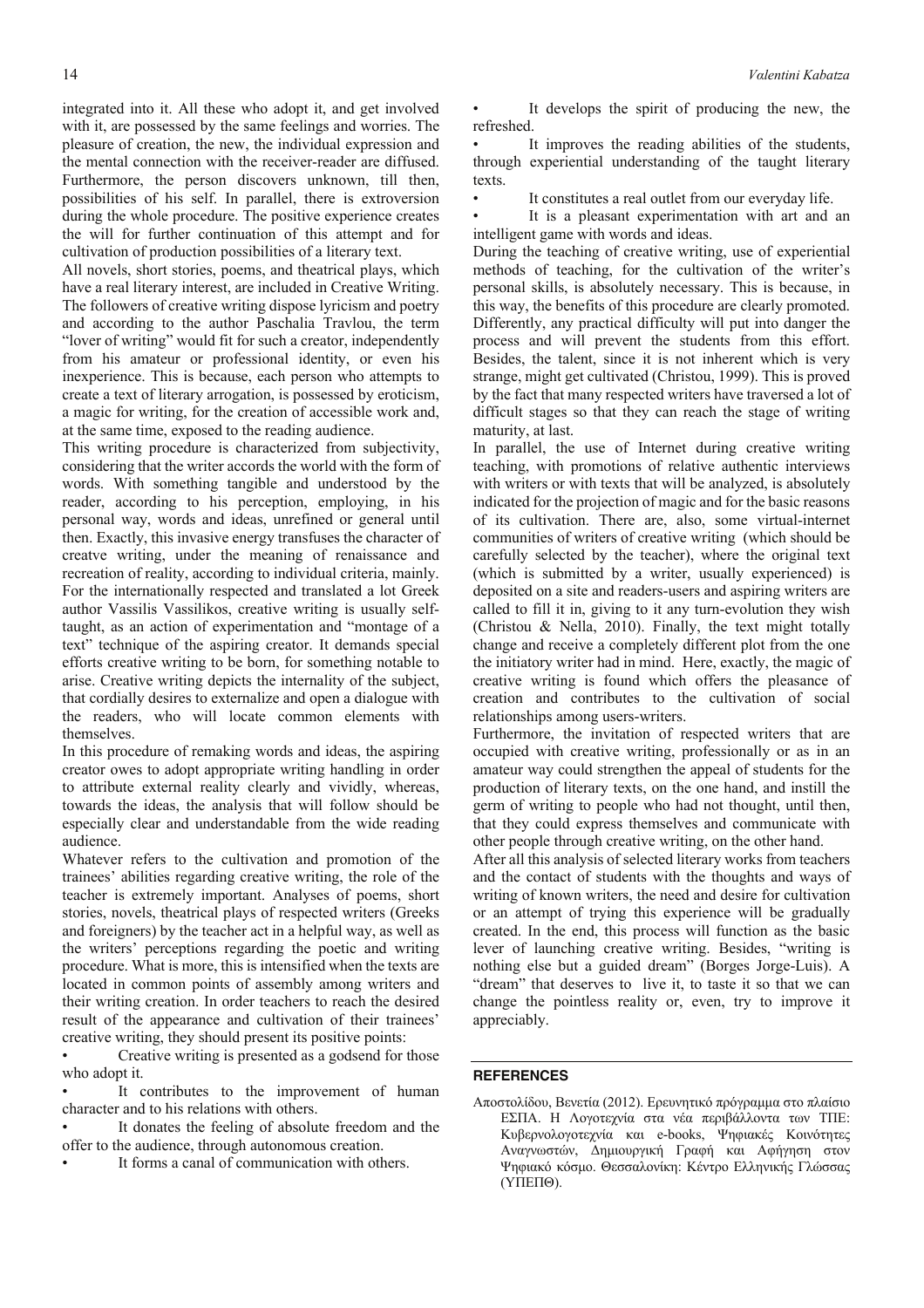integrated into it. All these who adopt it, and get involved with it, are possessed by the same feelings and worries. The pleasure of creation, the new, the individual expression and the mental connection with the receiver-reader are diffused. Furthermore, the person discovers unknown, till then, possibilities of his self. In parallel, there is extroversion during the whole procedure. The positive experience creates the will for further continuation of this attempt and for cultivation of production possibilities of a literary text.

All novels, short stories, poems, and theatrical plays, which have a real literary interest, are included in Creative Writing. The followers of creative writing dispose lyricism and poetry and according to the author Paschalia Travlou, the term "lover of writing" would fit for such a creator, independently from his amateur or professional identity, or even his inexperience. This is because, each person who attempts to create a text of literary arrogation, is possessed by eroticism, a magic for writing, for the creation of accessible work and, at the same time, exposed to the reading audience.

This writing procedure is characterized from subjectivity, considering that the writer accords the world with the form of words. With something tangible and understood by the reader, according to his perception, employing, in his personal way, words and ideas, unrefined or general until then. Exactly, this invasive energy transfuses the character of creatve writing, under the meaning of renaissance and recreation of reality, according to individual criteria, mainly. For the internationally respected and translated a lot Greek author Vassilis Vassilikos, creative writing is usually self-taught, as an action of experimentation and "montage of a text" technique of the aspiring creator. It demands special efforts creative writing to be born, for something notable to arise. Creative writing depicts the internality of the subject, that cordially desires to externalize and open a dialogue with the readers, who will locate common elements with themselves.

In this procedure of remaking words and ideas, the aspiring creator owes to adopt appropriate writing handling in order to attribute external reality clearly and vividly, whereas, towards the ideas, the analysis that will follow should be especially clear and understandable from the wide reading audience.

Whatever refers to the cultivation and promotion of the trainees' abilities regarding creative writing, the role of the teacher is extremely important. Analyses of poems, short stories, novels, theatrical plays of respected writers (Greeks and foreigners) by the teacher act in a helpful way, as well as the writers' perceptions regarding the poetic and writing procedure. What is more, this is intensified when the texts are located in common points of assembly among writers and their writing creation. In order teachers to reach the desired result of the appearance and cultivation of their trainees' creative writing, they should present its positive points:

- Creative writing is presented as a godsend for those who adopt it.
- It contributes to the improvement of human character and to his relations with others.
- It donates the feeling of absolute freedom and the offer to the audience, through autonomous creation.
- It forms a canal of communication with others.
- It develops the spirit of producing the new, the refreshed.
- It improves the reading abilities of the students, through experiential understanding of the taught literary texts.
- It constitutes a real outlet from our everyday life.
- It is a pleasant experimentation with art and an intelligent game with words and ideas.

During the teaching of creative writing, use of experiential methods of teaching, for the cultivation of the writer's personal skills, is absolutely necessary. This is because, in this way, the benefits of this procedure are clearly promoted. Differently, any practical difficulty will put into danger the process and will prevent the students from this effort. Besides, the talent, since it is not inherent which is very strange, might get cultivated (Christou, 1999). This is proved by the fact that many respected writers have traversed a lot of difficult stages so that they can reach the stage of writing maturity, at last.

In parallel, the use of Internet during creative writing teaching, with promotions of relative authentic interviews with writers or with texts that will be analyzed, is absolutely indicated for the projection of magic and for the basic reasons of its cultivation. There are, also, some virtual-internet communities of writers of creative writing (which should be carefully selected by the teacher), where the original text (which is submitted by a writer, usually experienced) is deposited on a site and readers-users and aspiring writers are called to fill it in, giving to it any turn-evolution they wish (Christou & Nella, 2010). Finally, the text might totally change and receive a completely different plot from the one the initiatory writer had in mind. Here, exactly, the magic of creative writing is found which offers the pleasance of creation and contributes to the cultivation of social relationships among users-writers.

Furthermore, the invitation of respected writers that are occupied with creative writing, professionally or as in an amateur way could strengthen the appeal of students for the production of literary texts, on the one hand, and instill the germ of writing to people who had not thought, until then, that they could express themselves and communicate with other people through creative writing, on the other hand.

After all this analysis of selected literary works from teachers and the contact of students with the thoughts and ways of writing of known writers, the need and desire for cultivation or an attempt of trying this experience will be gradually created. In the end, this process will function as the basic lever of launching creative writing. Besides, "writing is nothing else but a guided dream" (Borges Jorge-Luis). A "dream" that deserves to live it, to taste it so that we can change the pointless reality or, even, try to improve it appreciably.

## REFERENCES

Αποστολίδου, Βενετία (2012). Ερευνητικό πρόγραμμα στο πλαίσιο ΕΣΠΑ. Η Λογοτεχνία στα νέα περιβάλλοντα των ΤΠΕ: Κυβερνολογοτεχνία και e-books, Ψηφιακές Κοινότητες Αναγνωστών, Δημιουργική Γραφή και Αφήγηση στον Ψηφιακό κόσμο. Θεσσαλονίκη: Κέντρο Ελληνικής Γλώσσας (ΥΠΕΠΘ).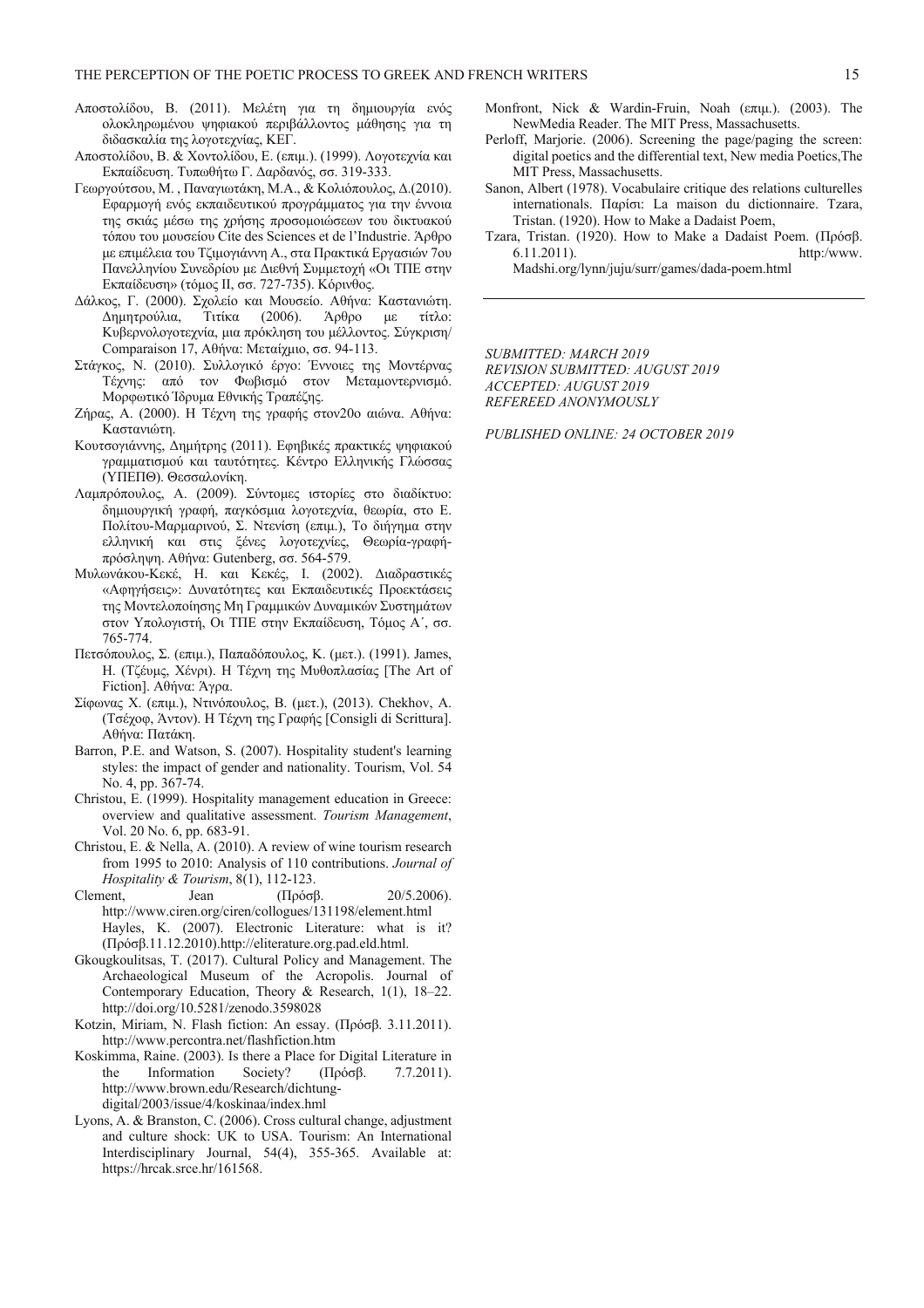Αποστολίδου, Β. (2011). Μελέτη για τη δημιουργία ενός ολοκληρωμένου ψηφιακού περιβάλλοντος μάθησης για τη διδασκαλία της λογοτεχνίας, ΚΕΓ.

Αποστολίδου, Β. & Χοντολίδου, Ε. (επιμ.). (1999). Λογοτεχνία και Εκπαίδευση. Τυπωθήτω Γ. Δαρδανός, σσ. 319-333.

Γεωργούτσου, Μ. , Παναγιωτάκη, Μ.Α., & Κολιόπουλος, Δ.(2010). Εφαρμογή ενός εκπαιδευτικού προγράμματος για την έννοια της σκιάς μέσω της χρήσης προσομοιώσεων του δικτυακού τόπου του μουσείου Cite des Sciences et de l'Industrie. Άρθρο με επιμέλεια του Τζιμογιάννη Α., στα Πρακτικά Εργασιών 7ου Πανελληνίου Συνεδρίου με Διεθνή Συμμετοχή «Οι ΤΠΕ στην Εκπαίδευση» (τόμος ΙΙ, σσ. 727-735). Κόρινθος.

Δάλκος, Γ. (2000). Σχολείο και Μουσείο. Αθήνα: Καστανιώτη. Δημητρούλια, Τιτίκα (2006). Άρθρο με τίτλο: Κυβερνολογοτεχνία, μια πρόκληση του μέλλοντος. Σύγκριση/ Comparaison 17, Αθήνα: Μεταίχμιο, σσ. 94-113.

Στάγκος, Ν. (2010). Συλλογικό έργο: Έννοιες της Μοντέρνας Τέχνης: από τον Φωβισμό στον Μεταμοντερνισμό. Μορφωτικό Ίδρυμα Εθνικής Τραπέζης.

Ζήρας, Α. (2000). Η Τέχνη της γραφής στον20ο αιώνα. Αθήνα: Καστανιώτη.

Κουτσογιάννης, Δημήτρης (2011). Εφηβικές πρακτικές ψηφιακού γραμματισμού και ταυτότητες. Κέντρο Ελληνικής Γλώσσας (ΥΠΕΠΘ). Θεσσαλονίκη.

Λαμπρόπουλος, Α. (2009). Σύντομες ιστορίες στο διαδίκτυο: δημιουργική γραφή, παγκόσμια λογοτεχνία, θεωρία, στο Ε. Πολίτου-Μαρμαρινού, Σ. Ντενίση (επιμ.), Το διήγημα στην ελληνική και στις ξένες λογοτεχνίες, Θεωρία-γραφή-πρόσληψη. Αθήνα: Gutenberg, σσ. 564-579.

Μυλωνάκου-Κεκέ, Η. και Κεκές, Ι. (2002). Διαδραστικές «Αφηγήσεις»: Δυνατότητες και Εκπαιδευτικές Προεκτάσεις της Μοντελοποίησης Μη Γραμμικών Δυναμικών Συστημάτων στον Υπολογιστή, Οι ΤΠΕ στην Εκπαίδευση, Τόμος Α΄, σσ. 765-774.

Πετσόπουλος, Σ. (επιμ.), Παπαδόπουλος, Κ. (μετ.). (1991). James, H. (Τζέυμς, Χένρι). Η Τέχνη της Μυθοπλασίας [The Art of Fiction]. Αθήνα: Άγρα.

Σίφωνας Χ. (επιμ.), Ντινόπουλος, Β. (μετ.), (2013). Chekhov, A. (Τσέχοφ, Άντον). Η Τέχνη της Γραφής [Consigli di Scrittura]. Αθήνα: Πατάκη.

Barron, P.E. and Watson, S. (2007). Hospitality student's learning styles: the impact of gender and nationality. Tourism, Vol. 54 No. 4, pp. 367-74.

Christou, E. (1999). Hospitality management education in Greece: overview and qualitative assessment. *Tourism Management*, Vol. 20 No. 6, pp. 683-91.

Christou, E. & Nella, A. (2010). A review of wine tourism research from 1995 to 2010: Analysis of 110 contributions. *Journal of Hospitality & Tourism*, 8(1), 112-123.

Clement, Jean (Πρόσβ. 20/5.2006). http://www.ciren.org/ciren/collogues/131198/element.html Hayles, K. (2007). Electronic Literature: what is it? (Πρόσβ.11.12.2010).http://eliterature.org.pad.eld.html.

Gkougkoulitsas, T. (2017). Cultural Policy and Management. The Archaeological Museum of the Acropolis. Journal of Contemporary Education, Theory & Research, 1(1), 18–22. http://doi.org/10.5281/zenodo.3598028

Kotzin, Miriam, N. Flash fiction: An essay. (Πρόσβ. 3.11.2011). http://www.percontra.net/flashfiction.htm

Koskimma, Raine. (2003). Is there a Place for Digital Literature in the Information Society? (Πρόσβ. 7.7.2011). http://www.brown.edu/Research/dichtung-digital/2003/issue/4/koskinaa/index.hml

Lyons, A. & Branston, C. (2006). Cross cultural change, adjustment and culture shock: UK to USA. Tourism: An International Interdisciplinary Journal, 54(4), 355-365. Available at: https://hrcak.srce.hr/161568.

Monfront, Nick & Wardin-Fruin, Noah (επιμ.). (2003). The NewMedia Reader. The MIT Press, Massachusetts.

Perloff, Marjorie. (2006). Screening the page/paging the screen: digital poetics and the differential text, New media Poetics,The MIT Press, Massachusetts.

Sanon, Albert (1978). Vocabulaire critique des relations culturelles internationals. Παρίσι: La maison du dictionnaire. Tzara, Tristan. (1920). How to Make a Dadaist Poem,

Tzara, Tristan. (1920). How to Make a Dadaist Poem. (Πρόσβ. 6.11.2011). http:/www.Madshi.org/lynn/juju/surr/games/dada-poem.html

---

*SUBMITTED: MARCH 2019*
*REVISION SUBMITTED: AUGUST 2019*
*ACCEPTED: AUGUST 2019*
*REFEREED ANONYMOUSLY*

*PUBLISHED ONLINE: 24 OCTOBER 2019*